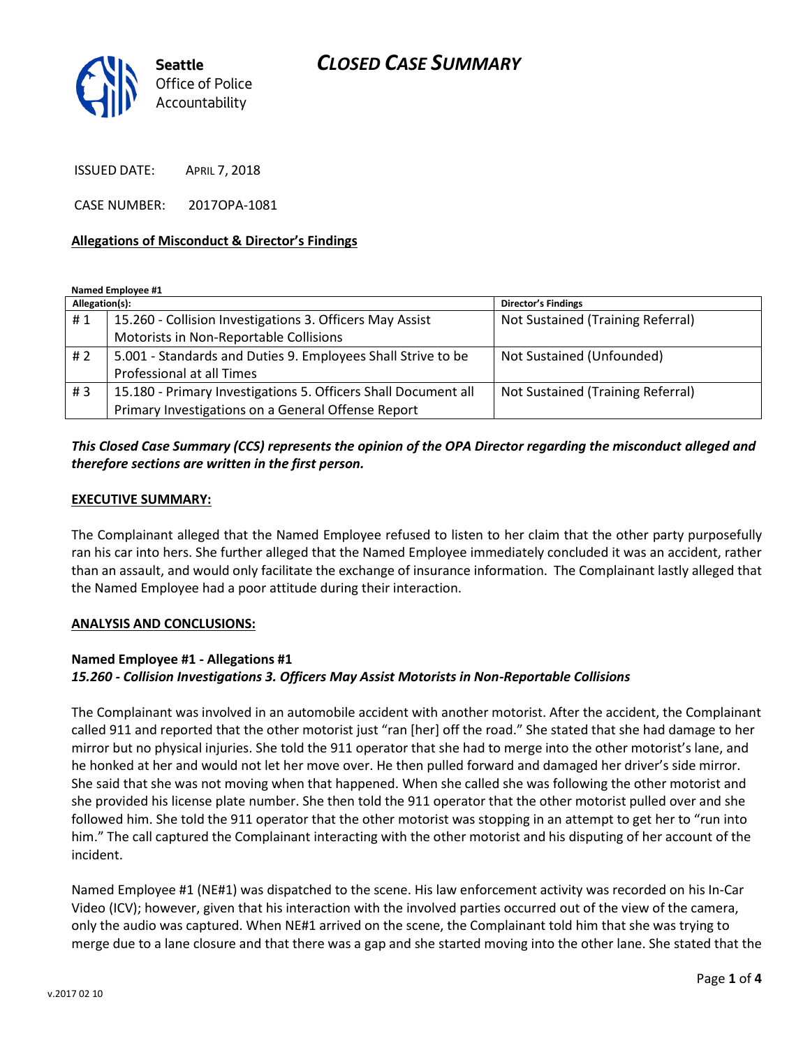Seattle Office of Police Accountability

# CLOSED CASE SUMMARY

ISSUED DATE: APRIL 7, 2018

CASE NUMBER: 2017OPA-1081

**Allegations of Misconduct & Director's Findings**

**Named Employee #1**

| Allegation(s): | | Director's Findings |
|---|---|---|
| # 1 | 15.260 - Collision Investigations 3. Officers May Assist Motorists in Non-Reportable Collisions | Not Sustained (Training Referral) |
| # 2 | 5.001 - Standards and Duties 9. Employees Shall Strive to be Professional at all Times | Not Sustained (Unfounded) |
| # 3 | 15.180 - Primary Investigations 5. Officers Shall Document all Primary Investigations on a General Offense Report | Not Sustained (Training Referral) |

***This Closed Case Summary (CCS) represents the opinion of the OPA Director regarding the misconduct alleged and therefore sections are written in the first person.***

**EXECUTIVE SUMMARY:**

The Complainant alleged that the Named Employee refused to listen to her claim that the other party purposefully ran his car into hers. She further alleged that the Named Employee immediately concluded it was an accident, rather than an assault, and would only facilitate the exchange of insurance information. The Complainant lastly alleged that the Named Employee had a poor attitude during their interaction.

**ANALYSIS AND CONCLUSIONS:**

**Named Employee #1 - Allegations #1**
***15.260 - Collision Investigations 3. Officers May Assist Motorists in Non-Reportable Collisions***

The Complainant was involved in an automobile accident with another motorist. After the accident, the Complainant called 911 and reported that the other motorist just "ran [her] off the road." She stated that she had damage to her mirror but no physical injuries. She told the 911 operator that she had to merge into the other motorist's lane, and he honked at her and would not let her move over. He then pulled forward and damaged her driver's side mirror. She said that she was not moving when that happened. When she called she was following the other motorist and she provided his license plate number. She then told the 911 operator that the other motorist pulled over and she followed him. She told the 911 operator that the other motorist was stopping in an attempt to get her to "run into him." The call captured the Complainant interacting with the other motorist and his disputing of her account of the incident.

Named Employee #1 (NE#1) was dispatched to the scene. His law enforcement activity was recorded on his In-Car Video (ICV); however, given that his interaction with the involved parties occurred out of the view of the camera, only the audio was captured. When NE#1 arrived on the scene, the Complainant told him that she was trying to merge due to a lane closure and that there was a gap and she started moving into the other lane. She stated that the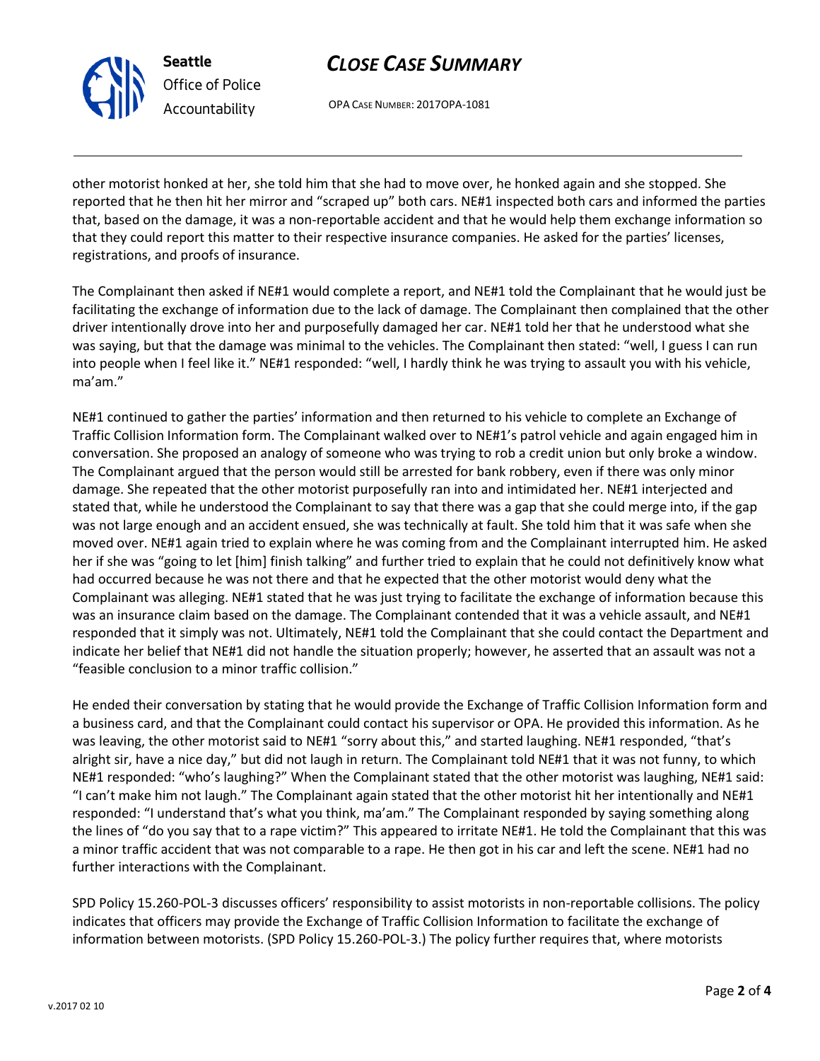other motorist honked at her, she told him that she had to move over, he honked again and she stopped. She reported that he then hit her mirror and "scraped up" both cars. NE#1 inspected both cars and informed the parties that, based on the damage, it was a non-reportable accident and that he would help them exchange information so that they could report this matter to their respective insurance companies. He asked for the parties' licenses, registrations, and proofs of insurance.

The Complainant then asked if NE#1 would complete a report, and NE#1 told the Complainant that he would just be facilitating the exchange of information due to the lack of damage. The Complainant then complained that the other driver intentionally drove into her and purposefully damaged her car. NE#1 told her that he understood what she was saying, but that the damage was minimal to the vehicles. The Complainant then stated: "well, I guess I can run into people when I feel like it." NE#1 responded: "well, I hardly think he was trying to assault you with his vehicle, ma'am."

NE#1 continued to gather the parties' information and then returned to his vehicle to complete an Exchange of Traffic Collision Information form. The Complainant walked over to NE#1's patrol vehicle and again engaged him in conversation. She proposed an analogy of someone who was trying to rob a credit union but only broke a window. The Complainant argued that the person would still be arrested for bank robbery, even if there was only minor damage. She repeated that the other motorist purposefully ran into and intimidated her. NE#1 interjected and stated that, while he understood the Complainant to say that there was a gap that she could merge into, if the gap was not large enough and an accident ensued, she was technically at fault. She told him that it was safe when she moved over. NE#1 again tried to explain where he was coming from and the Complainant interrupted him. He asked her if she was "going to let [him] finish talking" and further tried to explain that he could not definitively know what had occurred because he was not there and that he expected that the other motorist would deny what the Complainant was alleging. NE#1 stated that he was just trying to facilitate the exchange of information because this was an insurance claim based on the damage. The Complainant contended that it was a vehicle assault, and NE#1 responded that it simply was not. Ultimately, NE#1 told the Complainant that she could contact the Department and indicate her belief that NE#1 did not handle the situation properly; however, he asserted that an assault was not a "feasible conclusion to a minor traffic collision."

He ended their conversation by stating that he would provide the Exchange of Traffic Collision Information form and a business card, and that the Complainant could contact his supervisor or OPA. He provided this information. As he was leaving, the other motorist said to NE#1 "sorry about this," and started laughing. NE#1 responded, "that's alright sir, have a nice day," but did not laugh in return. The Complainant told NE#1 that it was not funny, to which NE#1 responded: "who's laughing?" When the Complainant stated that the other motorist was laughing, NE#1 said: "I can't make him not laugh." The Complainant again stated that the other motorist hit her intentionally and NE#1 responded: "I understand that's what you think, ma'am." The Complainant responded by saying something along the lines of "do you say that to a rape victim?" This appeared to irritate NE#1. He told the Complainant that this was a minor traffic accident that was not comparable to a rape. He then got in his car and left the scene. NE#1 had no further interactions with the Complainant.

SPD Policy 15.260-POL-3 discusses officers' responsibility to assist motorists in non-reportable collisions. The policy indicates that officers may provide the Exchange of Traffic Collision Information to facilitate the exchange of information between motorists. (SPD Policy 15.260-POL-3.) The policy further requires that, where motorists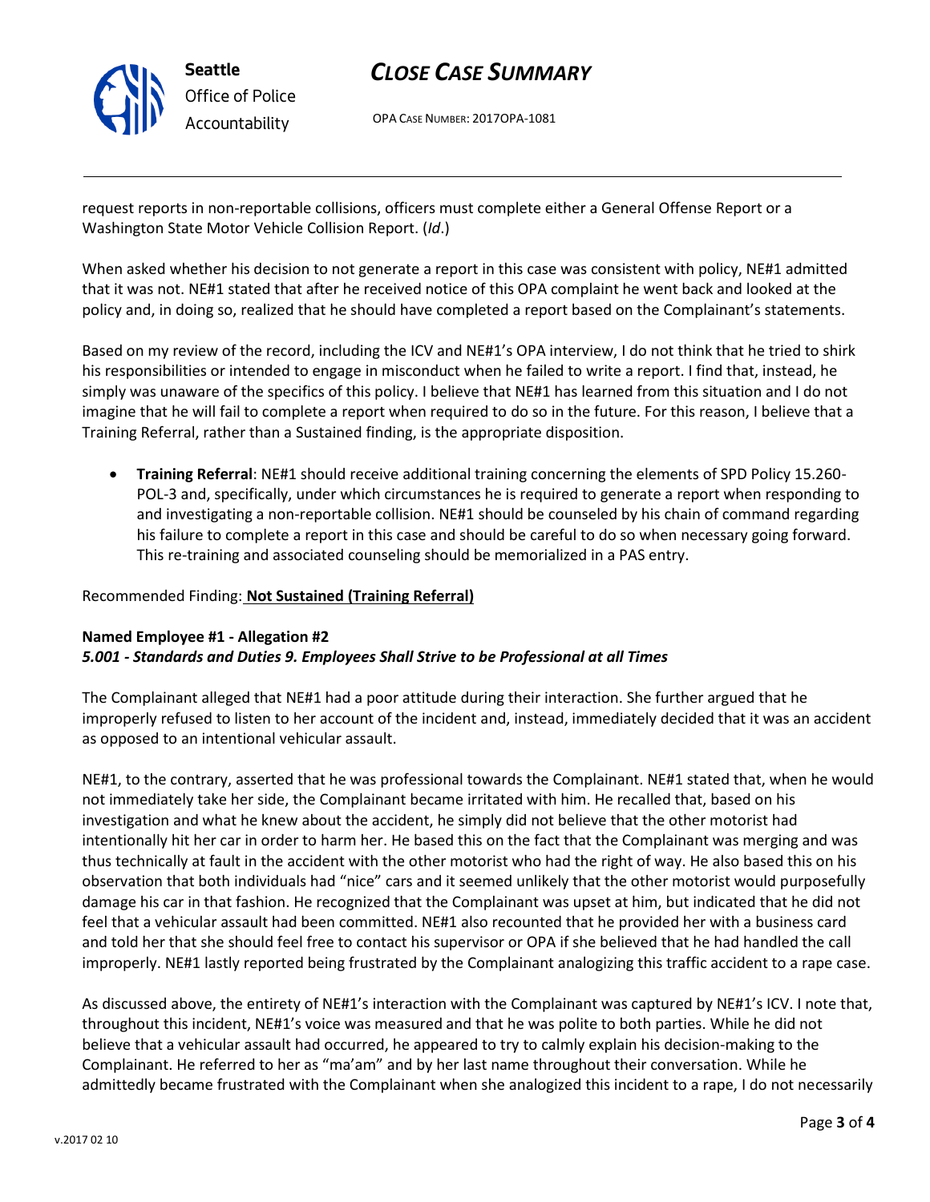request reports in non-reportable collisions, officers must complete either a General Offense Report or a Washington State Motor Vehicle Collision Report. (*Id*.)

When asked whether his decision to not generate a report in this case was consistent with policy, NE#1 admitted that it was not. NE#1 stated that after he received notice of this OPA complaint he went back and looked at the policy and, in doing so, realized that he should have completed a report based on the Complainant's statements.

Based on my review of the record, including the ICV and NE#1's OPA interview, I do not think that he tried to shirk his responsibilities or intended to engage in misconduct when he failed to write a report. I find that, instead, he simply was unaware of the specifics of this policy. I believe that NE#1 has learned from this situation and I do not imagine that he will fail to complete a report when required to do so in the future. For this reason, I believe that a Training Referral, rather than a Sustained finding, is the appropriate disposition.

- **Training Referral**: NE#1 should receive additional training concerning the elements of SPD Policy 15.260-POL-3 and, specifically, under which circumstances he is required to generate a report when responding to and investigating a non-reportable collision. NE#1 should be counseled by his chain of command regarding his failure to complete a report in this case and should be careful to do so when necessary going forward. This re-training and associated counseling should be memorialized in a PAS entry.

Recommended Finding: **Not Sustained (Training Referral)**

**Named Employee #1 - Allegation #2**
***5.001 - Standards and Duties 9. Employees Shall Strive to be Professional at all Times***

The Complainant alleged that NE#1 had a poor attitude during their interaction. She further argued that he improperly refused to listen to her account of the incident and, instead, immediately decided that it was an accident as opposed to an intentional vehicular assault.

NE#1, to the contrary, asserted that he was professional towards the Complainant. NE#1 stated that, when he would not immediately take her side, the Complainant became irritated with him. He recalled that, based on his investigation and what he knew about the accident, he simply did not believe that the other motorist had intentionally hit her car in order to harm her. He based this on the fact that the Complainant was merging and was thus technically at fault in the accident with the other motorist who had the right of way. He also based this on his observation that both individuals had "nice" cars and it seemed unlikely that the other motorist would purposefully damage his car in that fashion. He recognized that the Complainant was upset at him, but indicated that he did not feel that a vehicular assault had been committed. NE#1 also recounted that he provided her with a business card and told her that she should feel free to contact his supervisor or OPA if she believed that he had handled the call improperly. NE#1 lastly reported being frustrated by the Complainant analogizing this traffic accident to a rape case.

As discussed above, the entirety of NE#1's interaction with the Complainant was captured by NE#1's ICV. I note that, throughout this incident, NE#1's voice was measured and that he was polite to both parties. While he did not believe that a vehicular assault had occurred, he appeared to try to calmly explain his decision-making to the Complainant. He referred to her as "ma'am" and by her last name throughout their conversation. While he admittedly became frustrated with the Complainant when she analogized this incident to a rape, I do not necessarily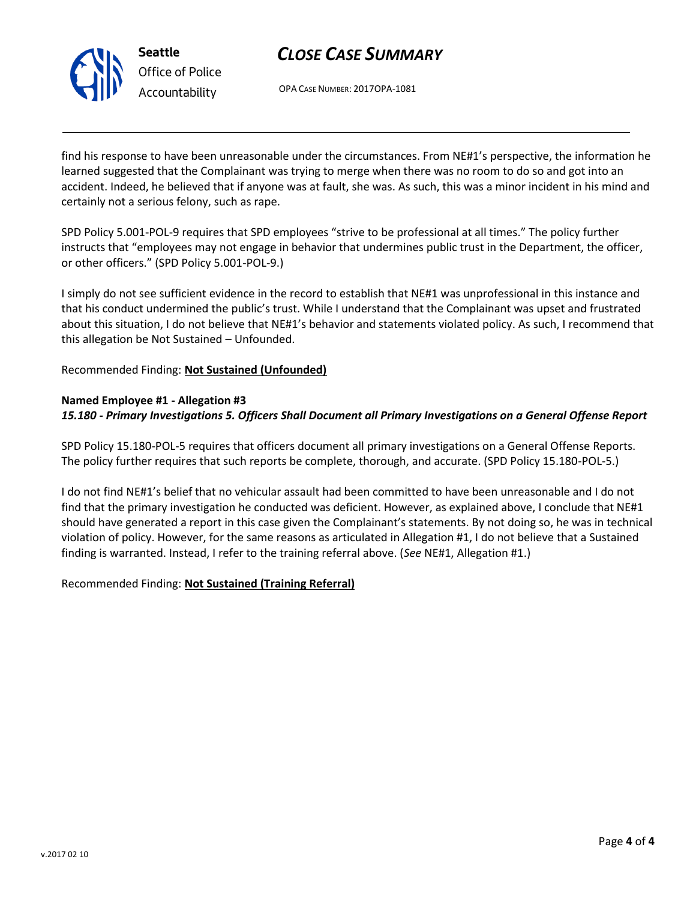find his response to have been unreasonable under the circumstances. From NE#1's perspective, the information he learned suggested that the Complainant was trying to merge when there was no room to do so and got into an accident. Indeed, he believed that if anyone was at fault, she was. As such, this was a minor incident in his mind and certainly not a serious felony, such as rape.

SPD Policy 5.001-POL-9 requires that SPD employees "strive to be professional at all times." The policy further instructs that "employees may not engage in behavior that undermines public trust in the Department, the officer, or other officers." (SPD Policy 5.001-POL-9.)

I simply do not see sufficient evidence in the record to establish that NE#1 was unprofessional in this instance and that his conduct undermined the public's trust. While I understand that the Complainant was upset and frustrated about this situation, I do not believe that NE#1's behavior and statements violated policy. As such, I recommend that this allegation be Not Sustained – Unfounded.

Recommended Finding: **Not Sustained (Unfounded)**

**Named Employee #1 - Allegation #3**
***15.180 - Primary Investigations 5. Officers Shall Document all Primary Investigations on a General Offense Report***

SPD Policy 15.180-POL-5 requires that officers document all primary investigations on a General Offense Reports. The policy further requires that such reports be complete, thorough, and accurate. (SPD Policy 15.180-POL-5.)

I do not find NE#1's belief that no vehicular assault had been committed to have been unreasonable and I do not find that the primary investigation he conducted was deficient. However, as explained above, I conclude that NE#1 should have generated a report in this case given the Complainant's statements. By not doing so, he was in technical violation of policy. However, for the same reasons as articulated in Allegation #1, I do not believe that a Sustained finding is warranted. Instead, I refer to the training referral above. (*See* NE#1, Allegation #1.)

Recommended Finding: **Not Sustained (Training Referral)**